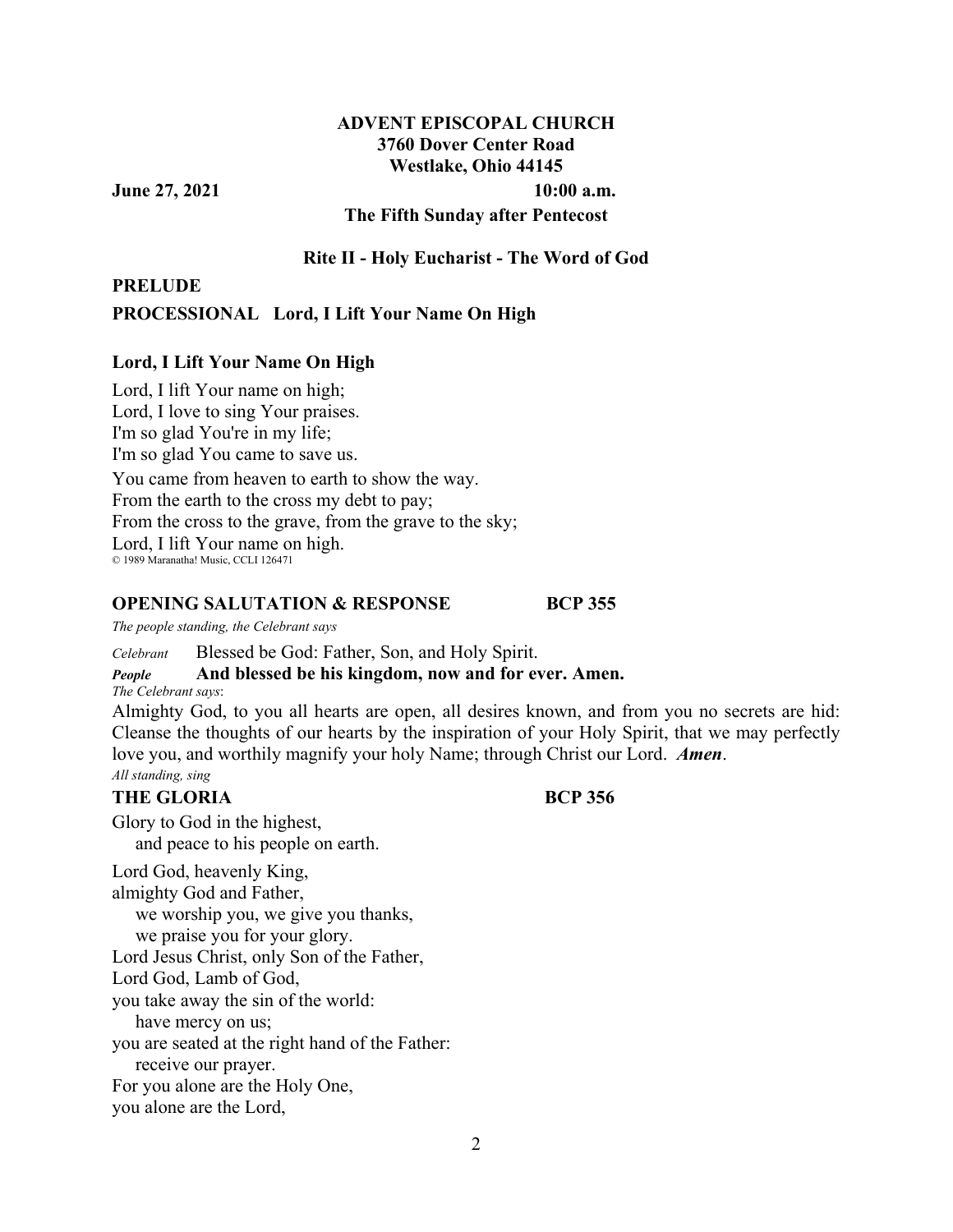**ADVENT EPISCOPAL CHURCH**
**3760 Dover Center Road**
**Westlake, Ohio 44145**

**June 27, 2021** **10:00 a.m.**

**The Fifth Sunday after Pentecost**

**Rite II - Holy Eucharist - The Word of God**

**PRELUDE**

**PROCESSIONAL Lord, I Lift Your Name On High**

**Lord, I Lift Your Name On High**

Lord, I lift Your name on high;
Lord, I love to sing Your praises.
I'm so glad You're in my life;
I'm so glad You came to save us.

You came from heaven to earth to show the way.
From the earth to the cross my debt to pay;
From the cross to the grave, from the grave to the sky;
Lord, I lift Your name on high.
© 1989 Maranatha! Music, CCLI 126471

**OPENING SALUTATION & RESPONSE BCP 355**

*The people standing, the Celebrant says*

*Celebrant* Blessed be God: Father, Son, and Holy Spirit.
***People*** **And blessed be his kingdom, now and for ever. Amen.**

*The Celebrant says*:

Almighty God, to you all hearts are open, all desires known, and from you no secrets are hid: Cleanse the thoughts of our hearts by the inspiration of your Holy Spirit, that we may perfectly love you, and worthily magnify your holy Name; through Christ our Lord. ***Amen***.

*All standing, sing*

**THE GLORIA BCP 356**

Glory to God in the highest,
and peace to his people on earth.

Lord God, heavenly King,
almighty God and Father,
we worship you, we give you thanks,
we praise you for your glory.
Lord Jesus Christ, only Son of the Father,
Lord God, Lamb of God,
you take away the sin of the world:
have mercy on us;
you are seated at the right hand of the Father:
receive our prayer.
For you alone are the Holy One,
you alone are the Lord,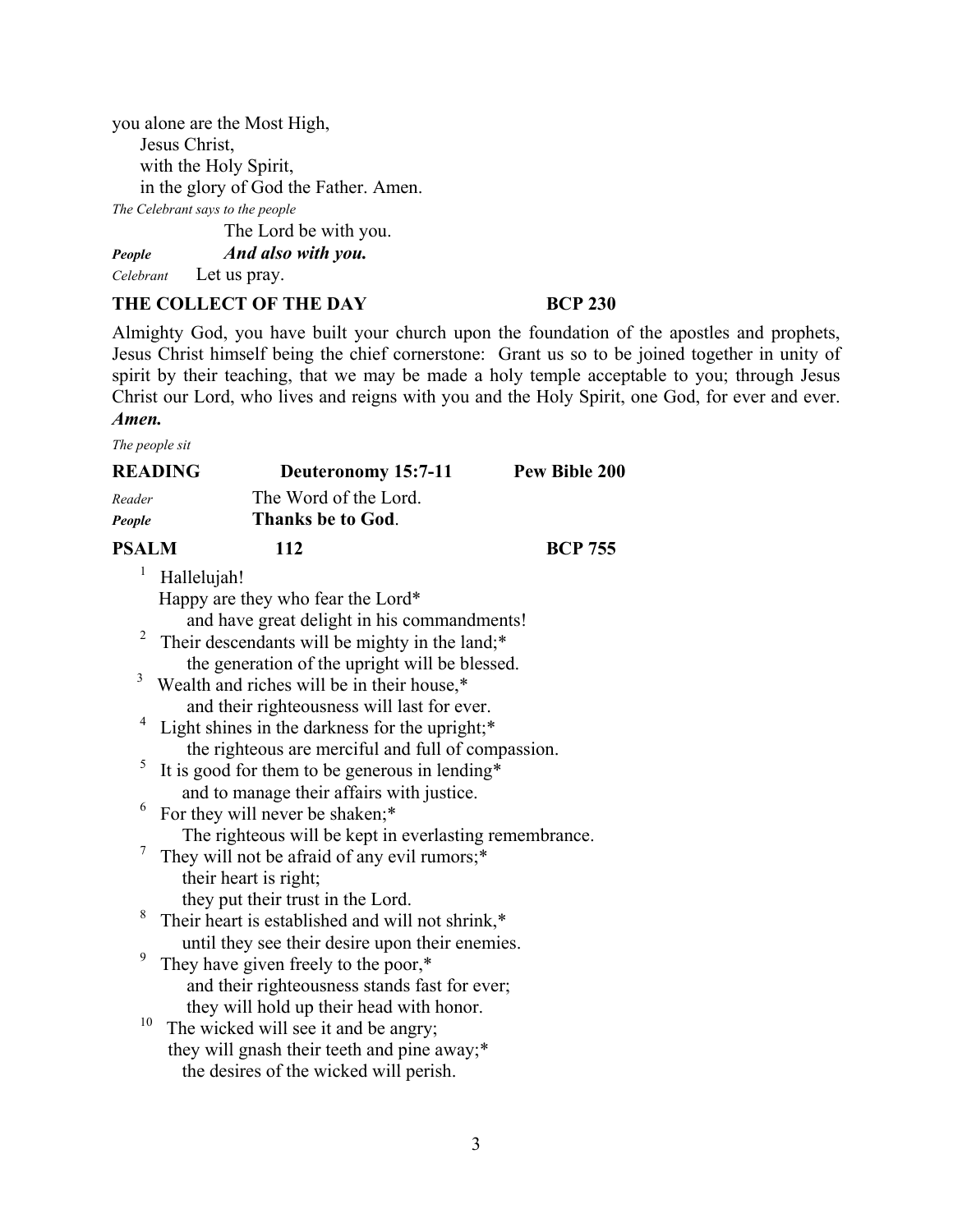you alone are the Most High,  
  Jesus Christ,  
  with the Holy Spirit,  
  in the glory of God the Father. Amen.

*The Celebrant says to the people*

The Lord be with you.

*People* ***And also with you.***

*Celebrant* Let us pray.

**THE COLLECT OF THE DAY** **BCP 230**

Almighty God, you have built your church upon the foundation of the apostles and prophets, Jesus Christ himself being the chief cornerstone: Grant us so to be joined together in unity of spirit by their teaching, that we may be made a holy temple acceptable to you; through Jesus Christ our Lord, who lives and reigns with you and the Holy Spirit, one God, for ever and ever. ***Amen.***

*The people sit*

**READING** **Deuteronomy 15:7-11** **Pew Bible 200**

*Reader* The Word of the Lord.  
***People*** **Thanks be to God**.

**PSALM** **112** **BCP 755**

1 Hallelujah!  
Happy are they who fear the Lord*  
  and have great delight in his commandments!  
2 Their descendants will be mighty in the land;*  
  the generation of the upright will be blessed.  
3 Wealth and riches will be in their house,*  
  and their righteousness will last for ever.  
4 Light shines in the darkness for the upright;*  
  the righteous are merciful and full of compassion.  
5 It is good for them to be generous in lending*  
  and to manage their affairs with justice.  
6 For they will never be shaken;*  
  The righteous will be kept in everlasting remembrance.  
7 They will not be afraid of any evil rumors;*  
  their heart is right;  
  they put their trust in the Lord.  
8 Their heart is established and will not shrink,*  
  until they see their desire upon their enemies.  
9 They have given freely to the poor,*  
  and their righteousness stands fast for ever;  
  they will hold up their head with honor.  
10 The wicked will see it and be angry;  
they will gnash their teeth and pine away;*  
  the desires of the wicked will perish.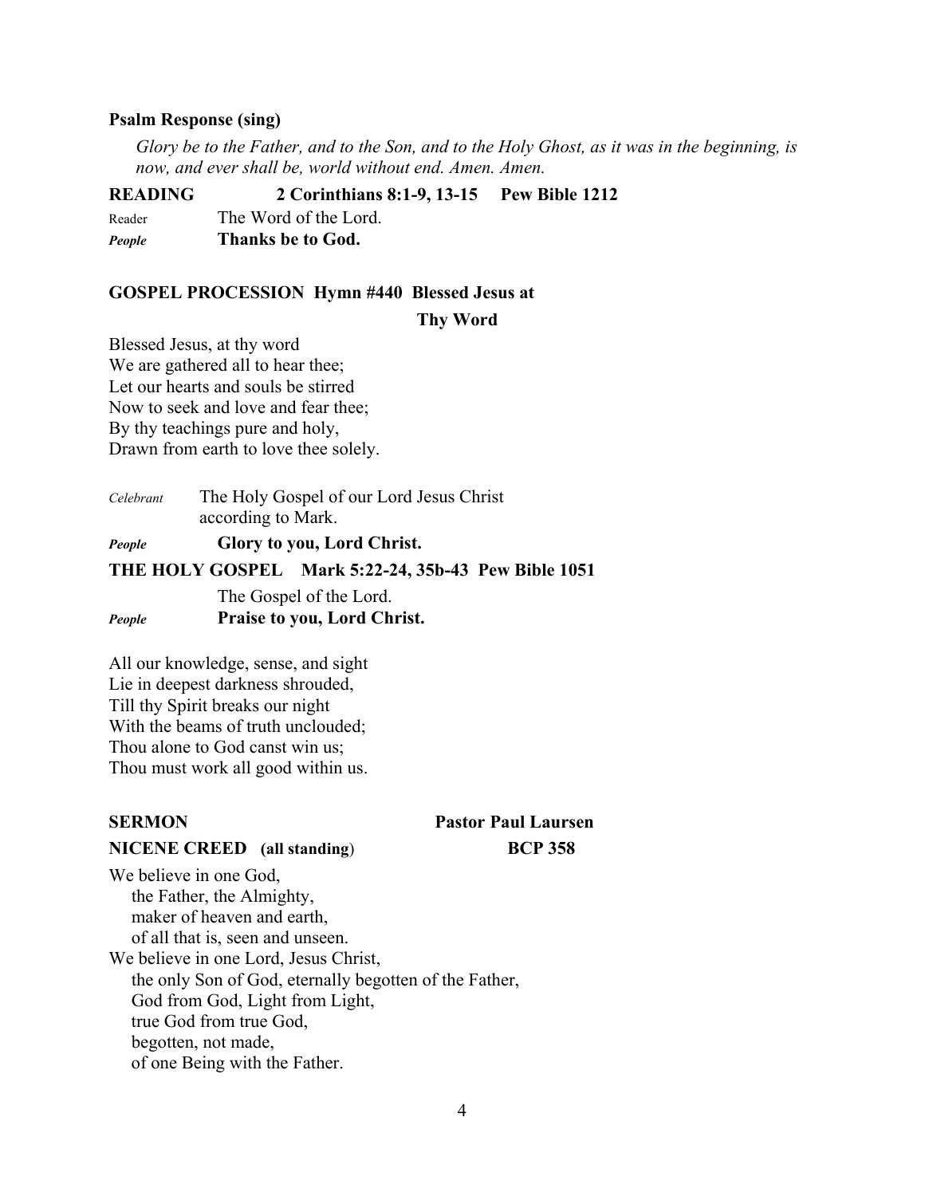**Psalm Response (sing)**

*Glory be to the Father, and to the Son, and to the Holy Ghost, as it was in the beginning, is now, and ever shall be, world without end. Amen. Amen.*

**READING 2 Corinthians 8:1-9, 13-15 Pew Bible 1212**

Reader The Word of the Lord.

***People*** **Thanks be to God.**

**GOSPEL PROCESSION Hymn #440 Blessed Jesus at Thy Word**

Blessed Jesus, at thy word
We are gathered all to hear thee;
Let our hearts and souls be stirred
Now to seek and love and fear thee;
By thy teachings pure and holy,
Drawn from earth to love thee solely.

*Celebrant* The Holy Gospel of our Lord Jesus Christ according to Mark.

***People*** **Glory to you, Lord Christ.**

**THE HOLY GOSPEL Mark 5:22-24, 35b-43 Pew Bible 1051**

The Gospel of the Lord.

***People*** **Praise to you, Lord Christ.**

All our knowledge, sense, and sight
Lie in deepest darkness shrouded,
Till thy Spirit breaks our night
With the beams of truth unclouded;
Thou alone to God canst win us;
Thou must work all good within us.

**SERMON Pastor Paul Laursen**

**NICENE CREED (all standing) BCP 358**

We believe in one God,
the Father, the Almighty,
maker of heaven and earth,
of all that is, seen and unseen.
We believe in one Lord, Jesus Christ,
the only Son of God, eternally begotten of the Father,
God from God, Light from Light,
true God from true God,
begotten, not made,
of one Being with the Father.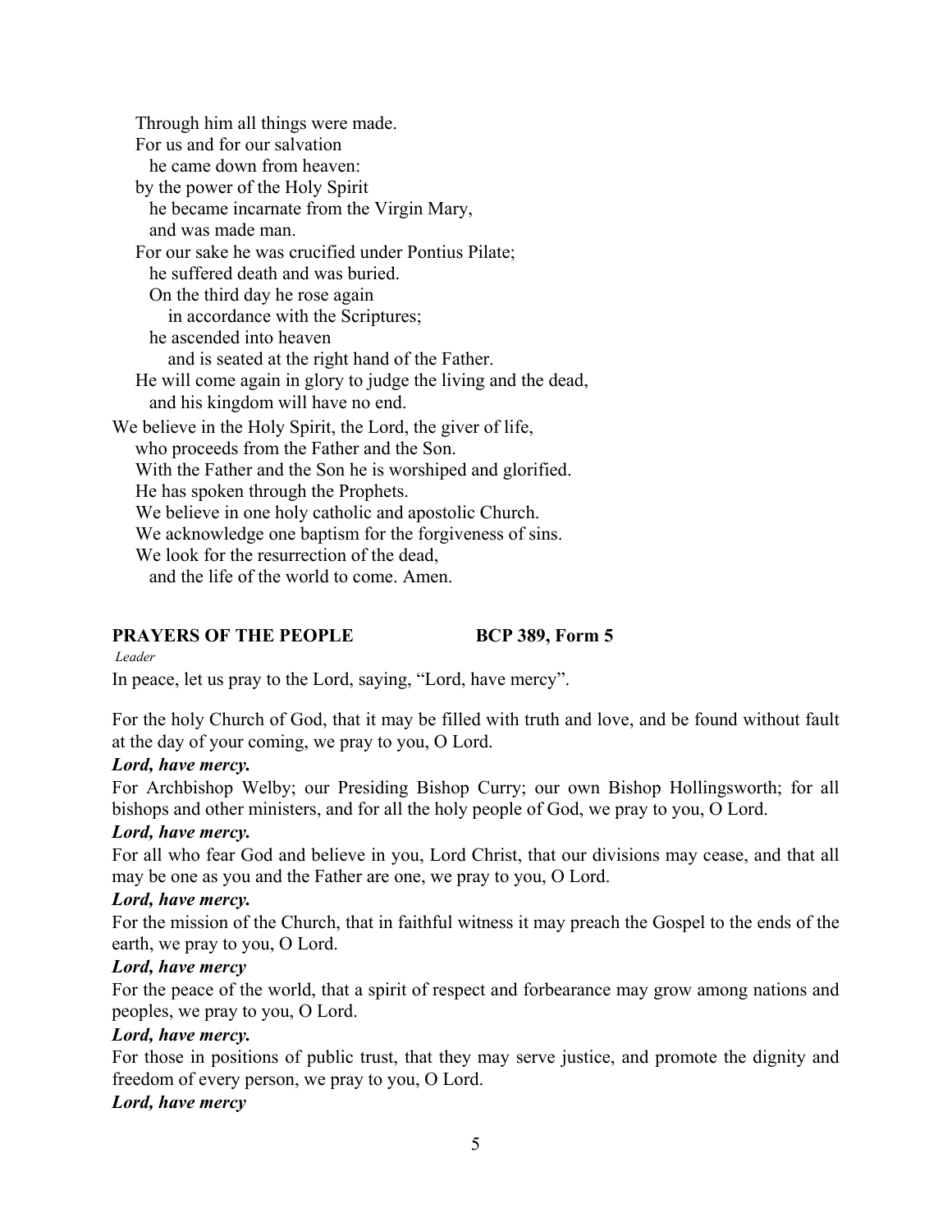Through him all things were made.  
For us and for our salvation  
he came down from heaven:  
by the power of the Holy Spirit  
he became incarnate from the Virgin Mary,  
and was made man.  
For our sake he was crucified under Pontius Pilate;  
he suffered death and was buried.  
On the third day he rose again  
in accordance with the Scriptures;  
he ascended into heaven  
and is seated at the right hand of the Father.  
He will come again in glory to judge the living and the dead,  
and his kingdom will have no end.

We believe in the Holy Spirit, the Lord, the giver of life,  
who proceeds from the Father and the Son.  
With the Father and the Son he is worshiped and glorified.  
He has spoken through the Prophets.  
We believe in one holy catholic and apostolic Church.  
We acknowledge one baptism for the forgiveness of sins.  
We look for the resurrection of the dead,  
and the life of the world to come. Amen.

**PRAYERS OF THE PEOPLE BCP 389, Form 5**

*Leader*

In peace, let us pray to the Lord, saying, "Lord, have mercy".

For the holy Church of God, that it may be filled with truth and love, and be found without fault at the day of your coming, we pray to you, O Lord.

***Lord, have mercy.***

For Archbishop Welby; our Presiding Bishop Curry; our own Bishop Hollingsworth; for all bishops and other ministers, and for all the holy people of God, we pray to you, O Lord.

***Lord, have mercy.***

For all who fear God and believe in you, Lord Christ, that our divisions may cease, and that all may be one as you and the Father are one, we pray to you, O Lord.

***Lord, have mercy.***

For the mission of the Church, that in faithful witness it may preach the Gospel to the ends of the earth, we pray to you, O Lord.

***Lord, have mercy***

For the peace of the world, that a spirit of respect and forbearance may grow among nations and peoples, we pray to you, O Lord.

***Lord, have mercy.***

For those in positions of public trust, that they may serve justice, and promote the dignity and freedom of every person, we pray to you, O Lord.

***Lord, have mercy***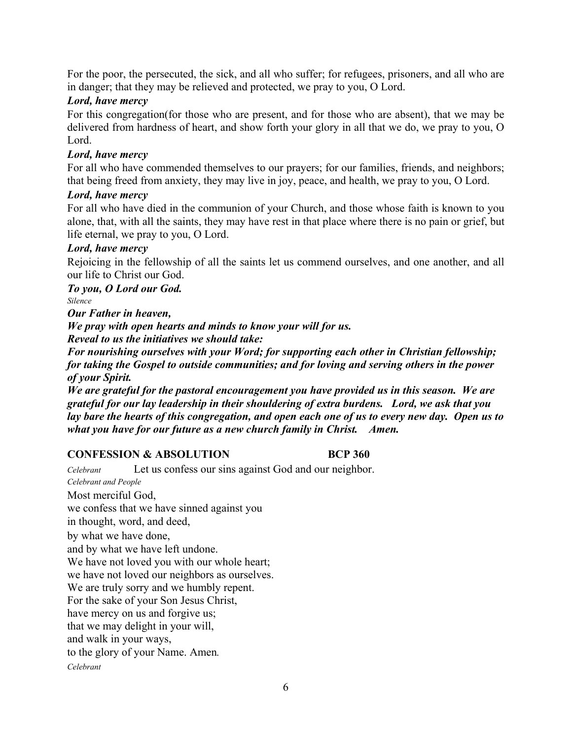For the poor, the persecuted, the sick, and all who suffer; for refugees, prisoners, and all who are in danger; that they may be relieved and protected, we pray to you, O Lord.

***Lord, have mercy***

For this congregation(for those who are present, and for those who are absent), that we may be delivered from hardness of heart, and show forth your glory in all that we do, we pray to you, O Lord.

***Lord, have mercy***

For all who have commended themselves to our prayers; for our families, friends, and neighbors; that being freed from anxiety, they may live in joy, peace, and health, we pray to you, O Lord.

***Lord, have mercy***

For all who have died in the communion of your Church, and those whose faith is known to you alone, that, with all the saints, they may have rest in that place where there is no pain or grief, but life eternal, we pray to you, O Lord.

***Lord, have mercy***

Rejoicing in the fellowship of all the saints let us commend ourselves, and one another, and all our life to Christ our God.

***To you, O Lord our God.***

*Silence*

***Our Father in heaven,***

***We pray with open hearts and minds to know your will for us.***

***Reveal to us the initiatives we should take:***

***For nourishing ourselves with your Word; for supporting each other in Christian fellowship; for taking the Gospel to outside communities; and for loving and serving others in the power of your Spirit.***

***We are grateful for the pastoral encouragement you have provided us in this season. We are grateful for our lay leadership in their shouldering of extra burdens. Lord, we ask that you lay bare the hearts of this congregation, and open each one of us to every new day. Open us to what you have for our future as a new church family in Christ. Amen.***

## CONFESSION & ABSOLUTION BCP 360

*Celebrant* Let us confess our sins against God and our neighbor.

*Celebrant and People*

Most merciful God,
we confess that we have sinned against you
in thought, word, and deed,
by what we have done,
and by what we have left undone.
We have not loved you with our whole heart;
we have not loved our neighbors as ourselves.
We are truly sorry and we humbly repent.
For the sake of your Son Jesus Christ,
have mercy on us and forgive us;
that we may delight in your will,
and walk in your ways,
to the glory of your Name. Amen.

*Celebrant*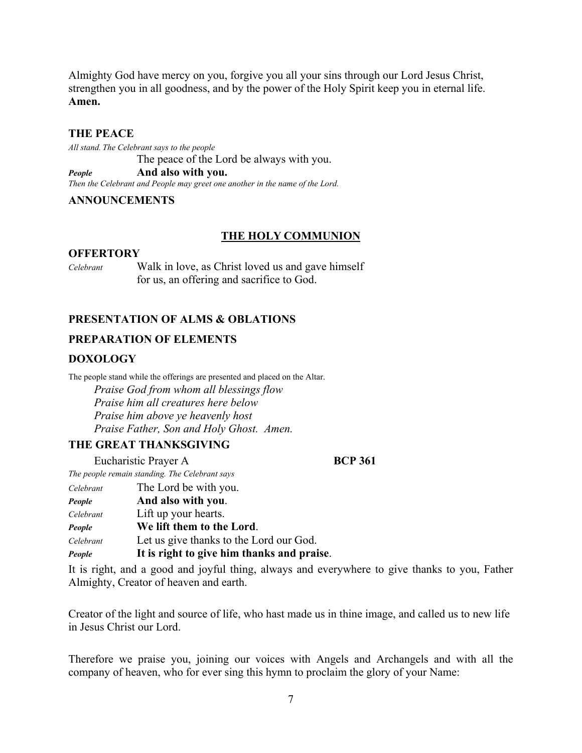Almighty God have mercy on you, forgive you all your sins through our Lord Jesus Christ, strengthen you in all goodness, and by the power of the Holy Spirit keep you in eternal life. **Amen.**

### THE PEACE

*All stand. The Celebrant says to the people*

The peace of the Lord be always with you.

***People*** **And also with you.**

*Then the Celebrant and People may greet one another in the name of the Lord.*

### ANNOUNCEMENTS

## THE HOLY COMMUNION

### OFFERTORY

*Celebrant* Walk in love, as Christ loved us and gave himself for us, an offering and sacrifice to God.

### PRESENTATION OF ALMS & OBLATIONS

### PREPARATION OF ELEMENTS

### DOXOLOGY

The people stand while the offerings are presented and placed on the Altar.

*Praise God from whom all blessings flow*
*Praise him all creatures here below*
*Praise him above ye heavenly host*
*Praise Father, Son and Holy Ghost. Amen.*

### THE GREAT THANKSGIVING

Eucharistic Prayer A **BCP 361**

*The people remain standing. The Celebrant says*

*Celebrant* The Lord be with you.
***People*** **And also with you**.
*Celebrant* Lift up your hearts.
***People*** **We lift them to the Lord**.
*Celebrant* Let us give thanks to the Lord our God.
***People*** **It is right to give him thanks and praise**.

It is right, and a good and joyful thing, always and everywhere to give thanks to you, Father Almighty, Creator of heaven and earth.

Creator of the light and source of life, who hast made us in thine image, and called us to new life in Jesus Christ our Lord.

Therefore we praise you, joining our voices with Angels and Archangels and with all the company of heaven, who for ever sing this hymn to proclaim the glory of your Name: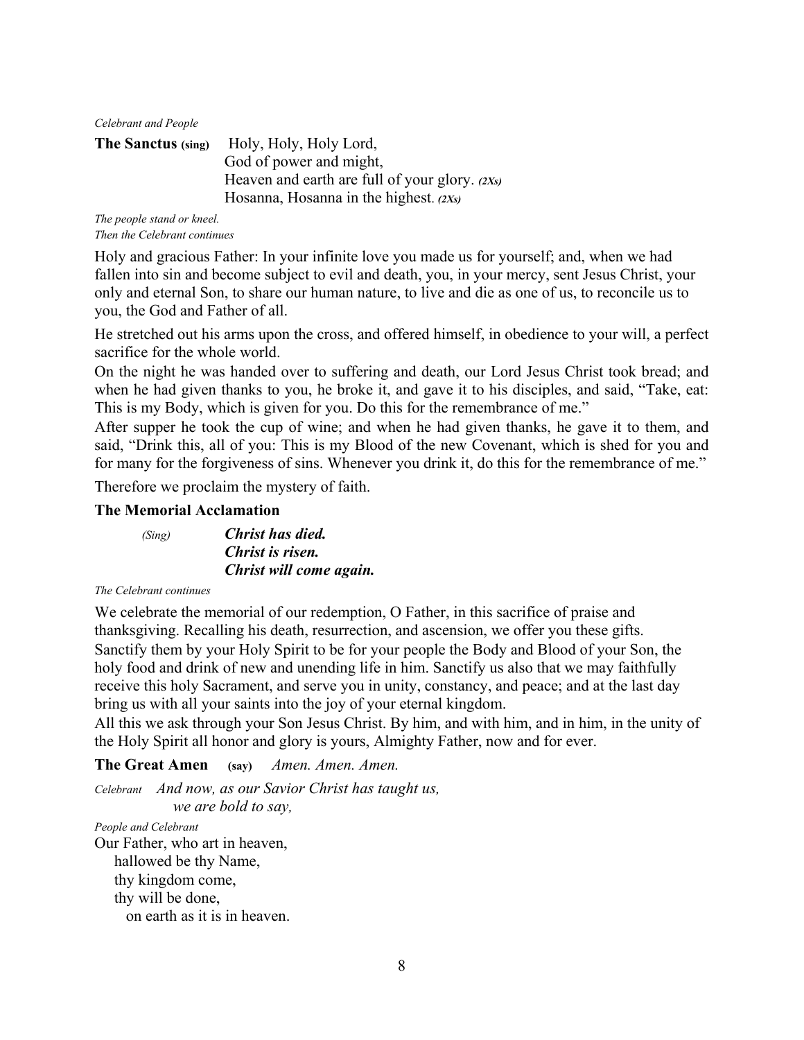*Celebrant and People*

**The Sanctus (sing)** Holy, Holy, Holy Lord,
God of power and might,
Heaven and earth are full of your glory. ***(2Xs)***
Hosanna, Hosanna in the highest. ***(2Xs)***

*The people stand or kneel.*
*Then the Celebrant continues*

Holy and gracious Father: In your infinite love you made us for yourself; and, when we had fallen into sin and become subject to evil and death, you, in your mercy, sent Jesus Christ, your only and eternal Son, to share our human nature, to live and die as one of us, to reconcile us to you, the God and Father of all.

He stretched out his arms upon the cross, and offered himself, in obedience to your will, a perfect sacrifice for the whole world.

On the night he was handed over to suffering and death, our Lord Jesus Christ took bread; and when he had given thanks to you, he broke it, and gave it to his disciples, and said, "Take, eat: This is my Body, which is given for you. Do this for the remembrance of me."

After supper he took the cup of wine; and when he had given thanks, he gave it to them, and said, "Drink this, all of you: This is my Blood of the new Covenant, which is shed for you and for many for the forgiveness of sins. Whenever you drink it, do this for the remembrance of me."

Therefore we proclaim the mystery of faith.

**The Memorial Acclamation**

*(Sing)* ***Christ has died.***
***Christ is risen.***
***Christ will come again.***

*The Celebrant continues*

We celebrate the memorial of our redemption, O Father, in this sacrifice of praise and thanksgiving. Recalling his death, resurrection, and ascension, we offer you these gifts. Sanctify them by your Holy Spirit to be for your people the Body and Blood of your Son, the holy food and drink of new and unending life in him. Sanctify us also that we may faithfully receive this holy Sacrament, and serve you in unity, constancy, and peace; and at the last day bring us with all your saints into the joy of your eternal kingdom.

All this we ask through your Son Jesus Christ. By him, and with him, and in him, in the unity of the Holy Spirit all honor and glory is yours, Almighty Father, now and for ever.

**The Great Amen (say)** *Amen. Amen. Amen.*

*Celebrant* *And now, as our Savior Christ has taught us,*
*we are bold to say,*

*People and Celebrant*

Our Father, who art in heaven,
hallowed be thy Name,
thy kingdom come,
thy will be done,
on earth as it is in heaven.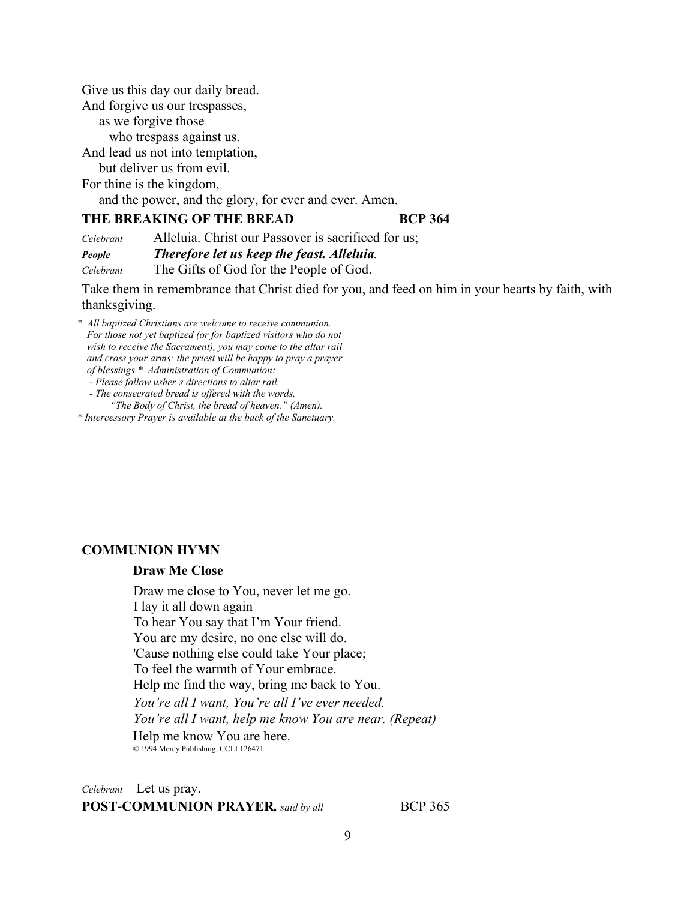Give us this day our daily bread.
And forgive us our trespasses,
as we forgive those
who trespass against us.
And lead us not into temptation,
but deliver us from evil.
For thine is the kingdom,
and the power, and the glory, for ever and ever. Amen.

**THE BREAKING OF THE BREAD** **BCP 364**

*Celebrant* Alleluia. Christ our Passover is sacrificed for us;
***People*** ***Therefore let us keep the feast. Alleluia.***
*Celebrant* The Gifts of God for the People of God.

Take them in remembrance that Christ died for you, and feed on him in your hearts by faith, with thanksgiving.

*\* All baptized Christians are welcome to receive communion. For those not yet baptized (or for baptized visitors who do not wish to receive the Sacrament), you may come to the altar rail and cross your arms; the priest will be happy to pray a prayer of blessings.\* Administration of Communion:*
*- Please follow usher's directions to altar rail.*
*- The consecrated bread is offered with the words, "The Body of Christ, the bread of heaven." (Amen).*
*\* Intercessory Prayer is available at the back of the Sanctuary.*

**COMMUNION HYMN**

**Draw Me Close**

Draw me close to You, never let me go.
I lay it all down again
To hear You say that I'm Your friend.
You are my desire, no one else will do.
'Cause nothing else could take Your place;
To feel the warmth of Your embrace.
Help me find the way, bring me back to You.
*You're all I want, You're all I've ever needed.*
*You're all I want, help me know You are near. (Repeat)*
Help me know You are here.
© 1994 Mercy Publishing, CCLI 126471

*Celebrant* Let us pray.
**POST-COMMUNION PRAYER,** *said by all* BCP 365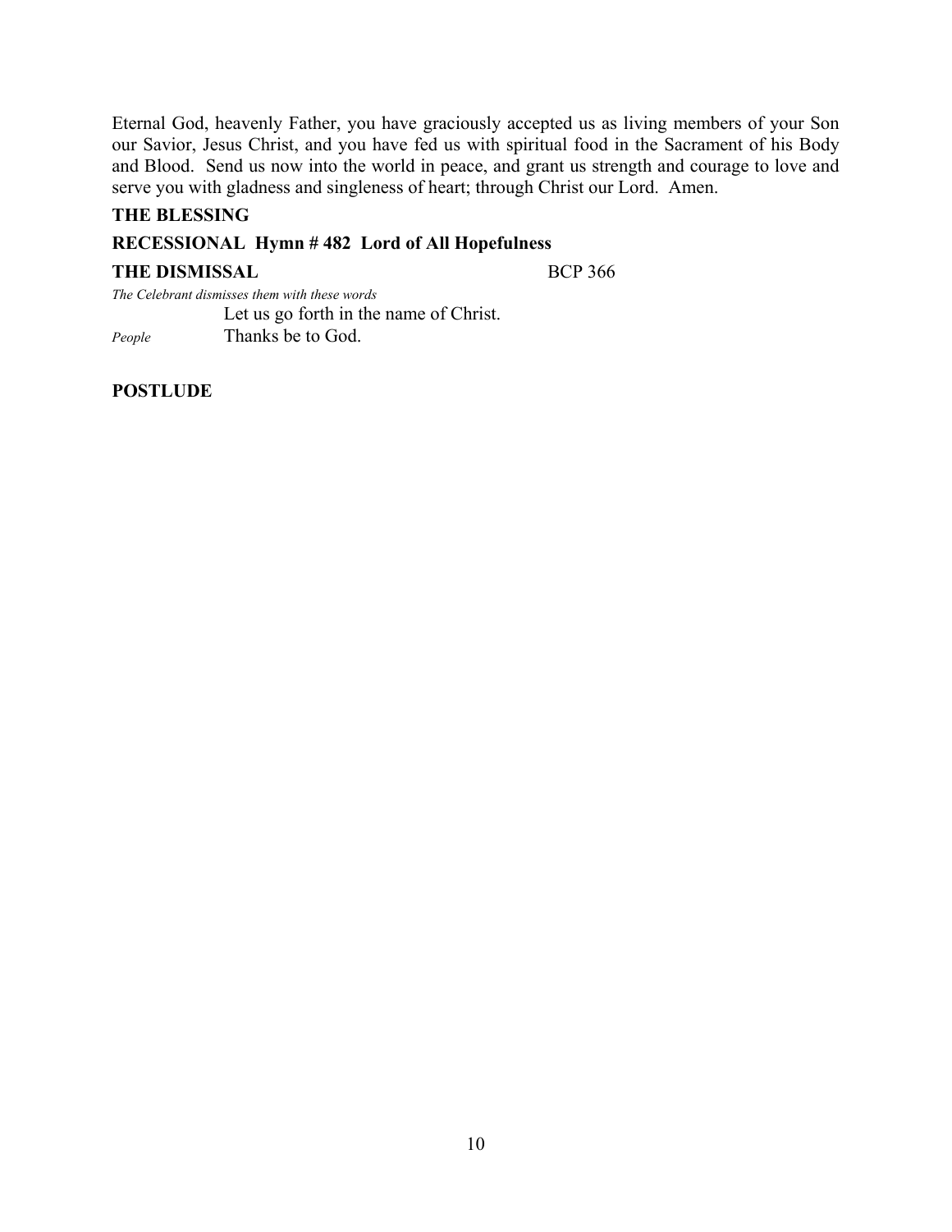Eternal God, heavenly Father, you have graciously accepted us as living members of your Son our Savior, Jesus Christ, and you have fed us with spiritual food in the Sacrament of his Body and Blood. Send us now into the world in peace, and grant us strength and courage to love and serve you with gladness and singleness of heart; through Christ our Lord. Amen.

**THE BLESSING**

**RECESSIONAL Hymn # 482 Lord of All Hopefulness**

**THE DISMISSAL** BCP 366

*The Celebrant dismisses them with these words*

Let us go forth in the name of Christ.

*People* Thanks be to God.

**POSTLUDE**